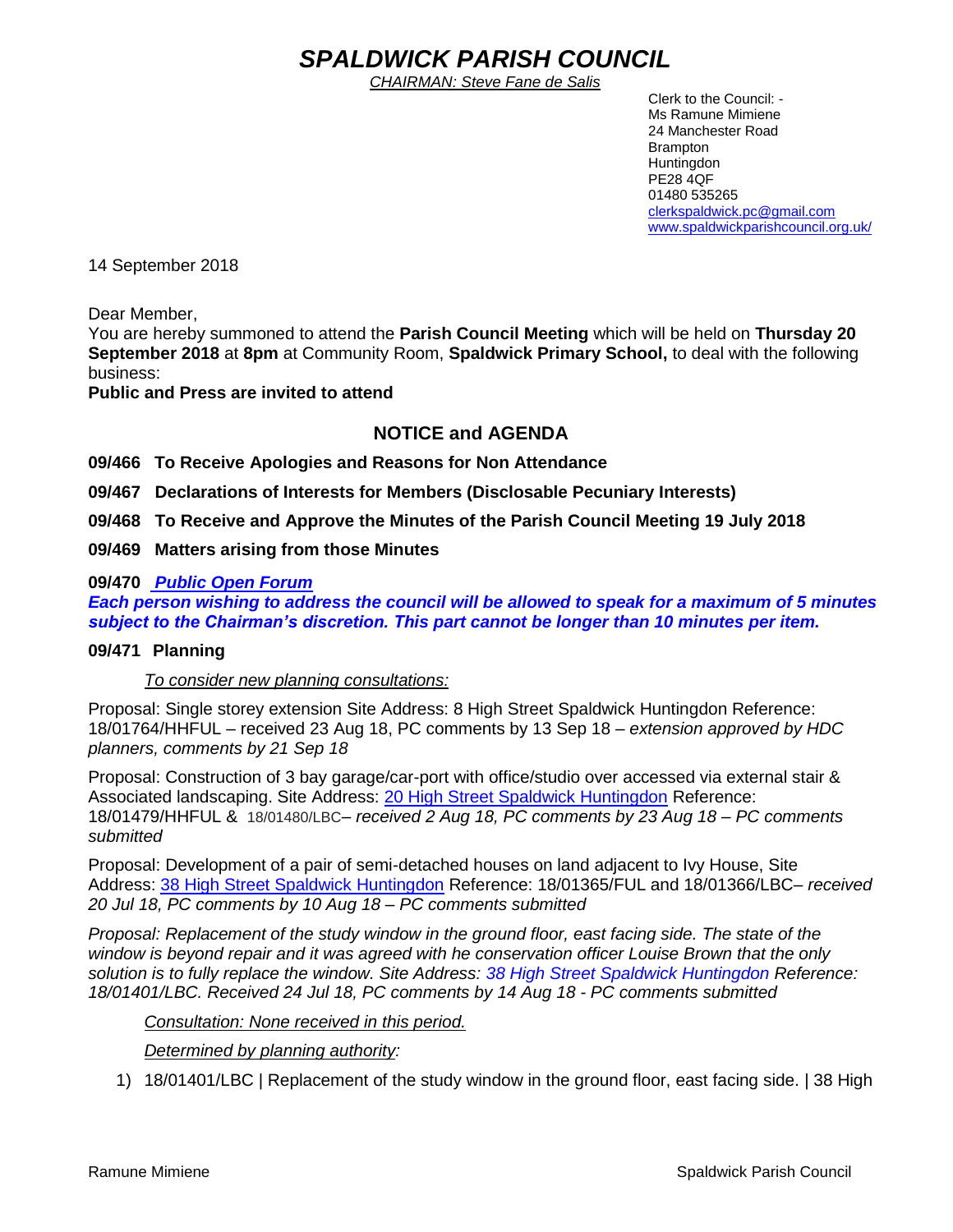# *SPALDWICK PARISH COUNCIL*

*CHAIRMAN: Steve Fane de Salis*

Clerk to the Council: -
Ms Ramune Mimiene
24 Manchester Road
Brampton
Huntingdon
PE28 4QF
01480 535265
clerkspaldwick.pc@gmail.com
www.spaldwickparishcouncil.org.uk/

14 September 2018

Dear Member,
You are hereby summoned to attend the **Parish Council Meeting** which will be held on **Thursday 20 September 2018** at **8pm** at Community Room, **Spaldwick Primary School,** to deal with the following business:
**Public and Press are invited to attend**

## NOTICE and AGENDA

**09/466 To Receive Apologies and Reasons for Non Attendance**

**09/467 Declarations of Interests for Members (Disclosable Pecuniary Interests)**

**09/468 To Receive and Approve the Minutes of the Parish Council Meeting 19 July 2018**

**09/469 Matters arising from those Minutes**

**09/470 *Public Open Forum***
***Each person wishing to address the council will be allowed to speak for a maximum of 5 minutes subject to the Chairman's discretion. This part cannot be longer than 10 minutes per item.***

**09/471 Planning**

*To consider new planning consultations:*

Proposal: Single storey extension Site Address: 8 High Street Spaldwick Huntingdon Reference: 18/01764/HHFUL – received 23 Aug 18, PC comments by 13 Sep 18 – *extension approved by HDC planners, comments by 21 Sep 18*

Proposal: Construction of 3 bay garage/car-port with office/studio over accessed via external stair & Associated landscaping. Site Address: 20 High Street Spaldwick Huntingdon Reference: 18/01479/HHFUL & 18/01480/LBC– *received 2 Aug 18, PC comments by 23 Aug 18 – PC comments submitted*

Proposal: Development of a pair of semi-detached houses on land adjacent to Ivy House, Site Address: 38 High Street Spaldwick Huntingdon Reference: 18/01365/FUL and 18/01366/LBC– *received 20 Jul 18, PC comments by 10 Aug 18 – PC comments submitted*

*Proposal: Replacement of the study window in the ground floor, east facing side. The state of the window is beyond repair and it was agreed with he conservation officer Louise Brown that the only solution is to fully replace the window. Site Address: 38 High Street Spaldwick Huntingdon Reference: 18/01401/LBC. Received 24 Jul 18, PC comments by 14 Aug 18 - PC comments submitted*

*Consultation: None received in this period.*

*Determined by planning authority:*

1) 18/01401/LBC | Replacement of the study window in the ground floor, east facing side. | 38 High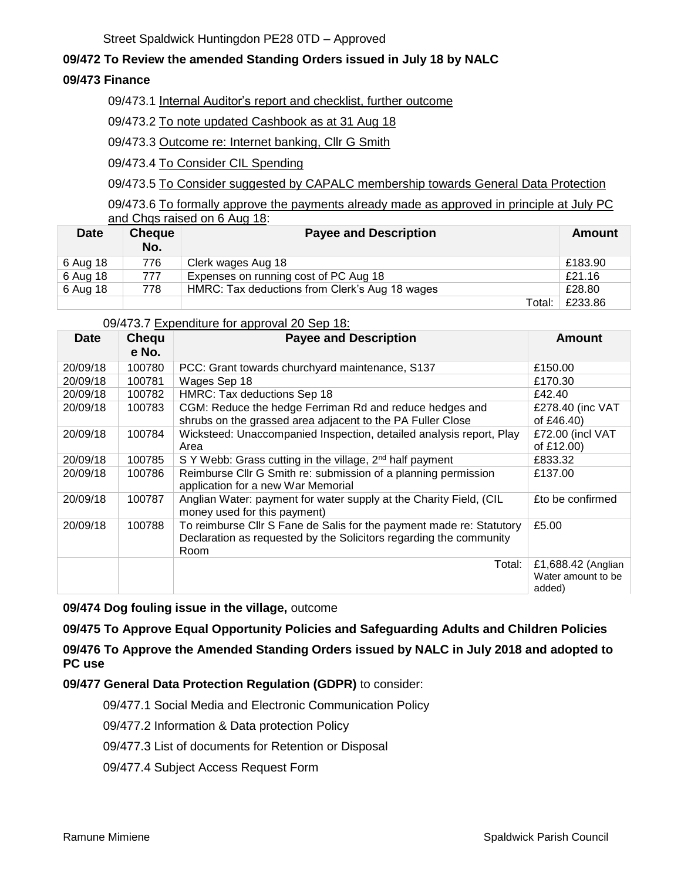Street Spaldwick Huntingdon PE28 0TD – Approved

**09/472 To Review the amended Standing Orders issued in July 18 by NALC**

**09/473 Finance**

09/473.1 Internal Auditor's report and checklist, further outcome

09/473.2 To note updated Cashbook as at 31 Aug 18

09/473.3 Outcome re: Internet banking, Cllr G Smith

09/473.4 To Consider CIL Spending

09/473.5 To Consider suggested by CAPALC membership towards General Data Protection

09/473.6 To formally approve the payments already made as approved in principle at July PC and Chqs raised on 6 Aug 18:

| Date | Cheque No. | Payee and Description | Amount |
|---|---|---|---|
| 6 Aug 18 | 776 | Clerk wages Aug 18 | £183.90 |
| 6 Aug 18 | 777 | Expenses on running cost of PC Aug 18 | £21.16 |
| 6 Aug 18 | 778 | HMRC: Tax deductions from Clerk's Aug 18 wages | £28.80 |
| | | Total: | £233.86 |

09/473.7 Expenditure for approval 20 Sep 18:

| Date | Cheque No. | Payee and Description | Amount |
|---|---|---|---|
| 20/09/18 | 100780 | PCC: Grant towards churchyard maintenance, S137 | £150.00 |
| 20/09/18 | 100781 | Wages Sep 18 | £170.30 |
| 20/09/18 | 100782 | HMRC: Tax deductions Sep 18 | £42.40 |
| 20/09/18 | 100783 | CGM: Reduce the hedge Ferriman Rd and reduce hedges and shrubs on the grassed area adjacent to the PA Fuller Close | £278.40 (inc VAT of £46.40) |
| 20/09/18 | 100784 | Wicksteed: Unaccompanied Inspection, detailed analysis report, Play Area | £72.00 (incl VAT of £12.00) |
| 20/09/18 | 100785 | S Y Webb: Grass cutting in the village, 2nd half payment | £833.32 |
| 20/09/18 | 100786 | Reimburse Cllr G Smith re: submission of a planning permission application for a new War Memorial | £137.00 |
| 20/09/18 | 100787 | Anglian Water: payment for water supply at the Charity Field, (CIL money used for this payment) | £to be confirmed |
| 20/09/18 | 100788 | To reimburse Cllr S Fane de Salis for the payment made re: Statutory Declaration as requested by the Solicitors regarding the community Room | £5.00 |
| | | Total: | £1,688.42 (Anglian Water amount to be added) |

**09/474 Dog fouling issue in the village,** outcome

**09/475 To Approve Equal Opportunity Policies and Safeguarding Adults and Children Policies**

**09/476 To Approve the Amended Standing Orders issued by NALC in July 2018 and adopted to PC use**

**09/477 General Data Protection Regulation (GDPR)** to consider:

09/477.1 Social Media and Electronic Communication Policy

09/477.2 Information & Data protection Policy

09/477.3 List of documents for Retention or Disposal

09/477.4 Subject Access Request Form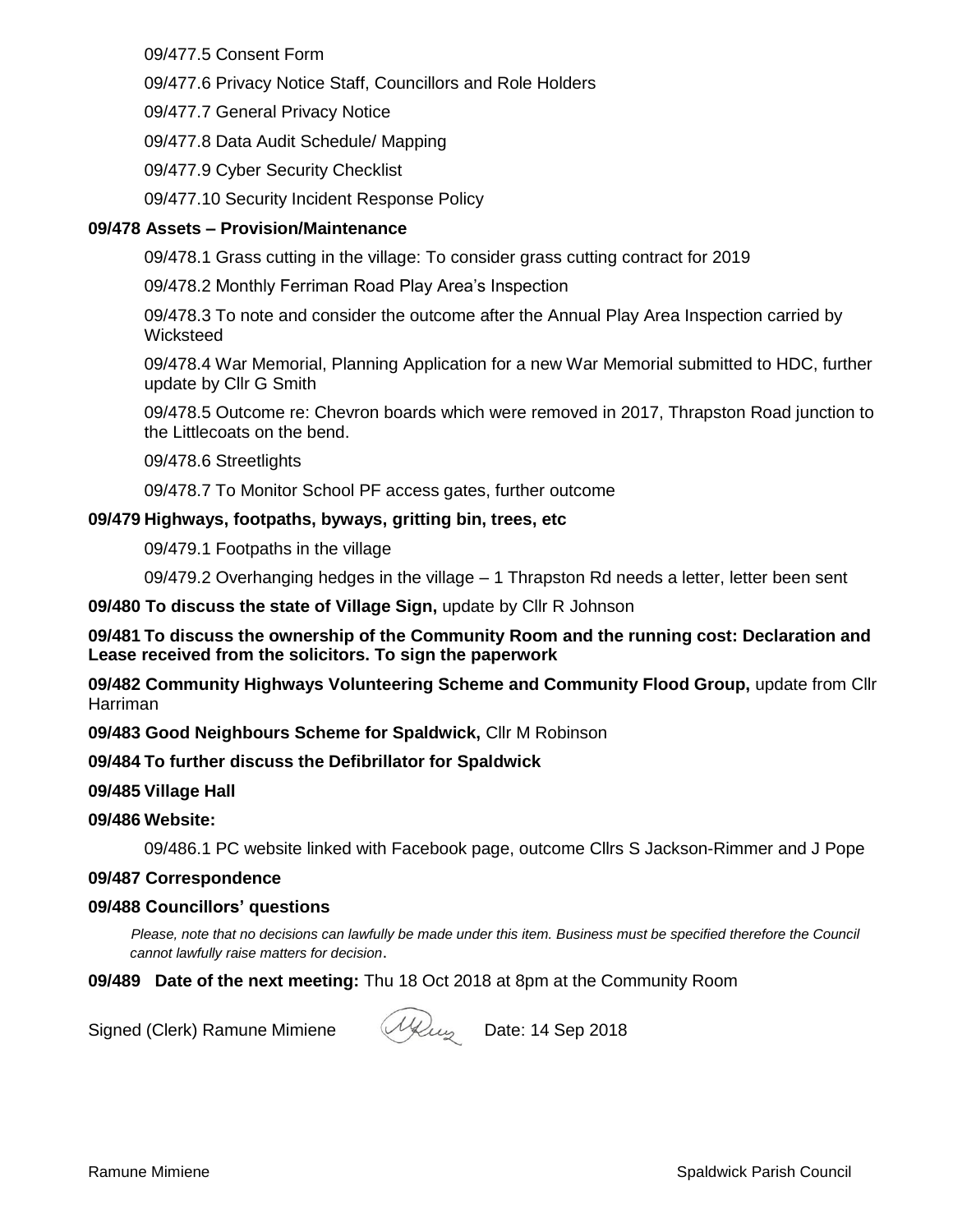09/477.5 Consent Form

09/477.6 Privacy Notice Staff, Councillors and Role Holders

09/477.7 General Privacy Notice

09/477.8 Data Audit Schedule/ Mapping

09/477.9 Cyber Security Checklist

09/477.10 Security Incident Response Policy

**09/478 Assets – Provision/Maintenance**

09/478.1 Grass cutting in the village: To consider grass cutting contract for 2019

09/478.2 Monthly Ferriman Road Play Area's Inspection

09/478.3 To note and consider the outcome after the Annual Play Area Inspection carried by Wicksteed

09/478.4 War Memorial, Planning Application for a new War Memorial submitted to HDC, further update by Cllr G Smith

09/478.5 Outcome re: Chevron boards which were removed in 2017, Thrapston Road junction to the Littlecoats on the bend.

09/478.6 Streetlights

09/478.7 To Monitor School PF access gates, further outcome

**09/479 Highways, footpaths, byways, gritting bin, trees, etc**

09/479.1 Footpaths in the village

09/479.2 Overhanging hedges in the village – 1 Thrapston Rd needs a letter, letter been sent

**09/480 To discuss the state of Village Sign,** update by Cllr R Johnson

**09/481 To discuss the ownership of the Community Room and the running cost: Declaration and Lease received from the solicitors. To sign the paperwork**

**09/482 Community Highways Volunteering Scheme and Community Flood Group,** update from Cllr Harriman

**09/483 Good Neighbours Scheme for Spaldwick,** Cllr M Robinson

**09/484 To further discuss the Defibrillator for Spaldwick**

**09/485 Village Hall**

**09/486 Website:**

09/486.1 PC website linked with Facebook page, outcome Cllrs S Jackson-Rimmer and J Pope

**09/487 Correspondence**

**09/488 Councillors' questions**

*Please, note that no decisions can lawfully be made under this item. Business must be specified therefore the Council cannot lawfully raise matters for decision*.

**09/489 Date of the next meeting:** Thu 18 Oct 2018 at 8pm at the Community Room

Signed (Clerk) Ramune Mimiene Date: 14 Sep 2018